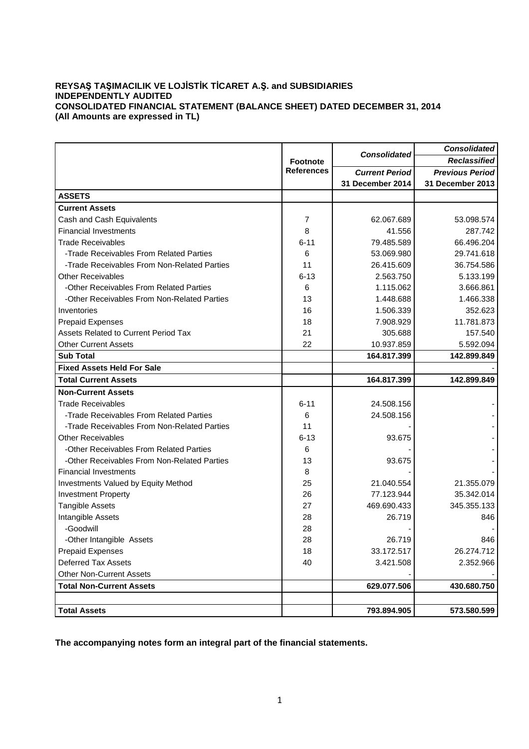**REYSAŞ TAŞIMACILIK VE LOJİSTİK TİCARET A.Ş. and SUBSIDIARIES**
**INDEPENDENTLY AUDITED**
**CONSOLIDATED FINANCIAL STATEMENT (BALANCE SHEET) DATED DECEMBER 31, 2014**
**(All Amounts are expressed in TL)**

| | Footnote References | *Consolidated* | *Consolidated* |
|---|---|---|---|
| | | | *Reclassified* |
| | | *Current Period* | *Previous Period* |
| | | **31 December 2014** | **31 December 2013** |
| **ASSETS** | | | |
| **Current Assets** | | | |
| Cash and Cash Equivalents | 7 | 62.067.689 | 53.098.574 |
| Financial Investments | 8 | 41.556 | 287.742 |
| Trade Receivables | 6-11 | 79.485.589 | 66.496.204 |
| -Trade Receivables From Related Parties | 6 | 53.069.980 | 29.741.618 |
| -Trade Receivables From Non-Related Parties | 11 | 26.415.609 | 36.754.586 |
| Other Receivables | 6-13 | 2.563.750 | 5.133.199 |
| -Other Receivables From Related Parties | 6 | 1.115.062 | 3.666.861 |
| -Other Receivables From Non-Related Parties | 13 | 1.448.688 | 1.466.338 |
| Inventories | 16 | 1.506.339 | 352.623 |
| Prepaid Expenses | 18 | 7.908.929 | 11.781.873 |
| Assets Related to Current Period Tax | 21 | 305.688 | 157.540 |
| Other Current Assets | 22 | 10.937.859 | 5.592.094 |
| **Sub Total** | | **164.817.399** | **142.899.849** |
| **Fixed Assets Held For Sale** | | | - |
| **Total Current Assets** | | **164.817.399** | **142.899.849** |
| **Non-Current Assets** | | | |
| Trade Receivables | 6-11 | 24.508.156 | - |
| -Trade Receivables From Related Parties | 6 | 24.508.156 | - |
| -Trade Receivables From Non-Related Parties | 11 | - | - |
| Other Receivables | 6-13 | 93.675 | - |
| -Other Receivables From Related Parties | 6 | - | - |
| -Other Receivables From Non-Related Parties | 13 | 93.675 | - |
| Financial Investments | 8 | - | - |
| Investments Valued by Equity Method | 25 | 21.040.554 | 21.355.079 |
| Investment Property | 26 | 77.123.944 | 35.342.014 |
| Tangible Assets | 27 | 469.690.433 | 345.355.133 |
| Intangible Assets | 28 | 26.719 | 846 |
| -Goodwill | 28 | - | - |
| -Other Intangible Assets | 28 | 26.719 | 846 |
| Prepaid Expenses | 18 | 33.172.517 | 26.274.712 |
| Deferred Tax Assets | 40 | 3.421.508 | 2.352.966 |
| Other Non-Current Assets | | - | - |
| **Total Non-Current Assets** | | **629.077.506** | **430.680.750** |
| | | | |
| **Total Assets** | | **793.894.905** | **573.580.599** |

**The accompanying notes form an integral part of the financial statements.**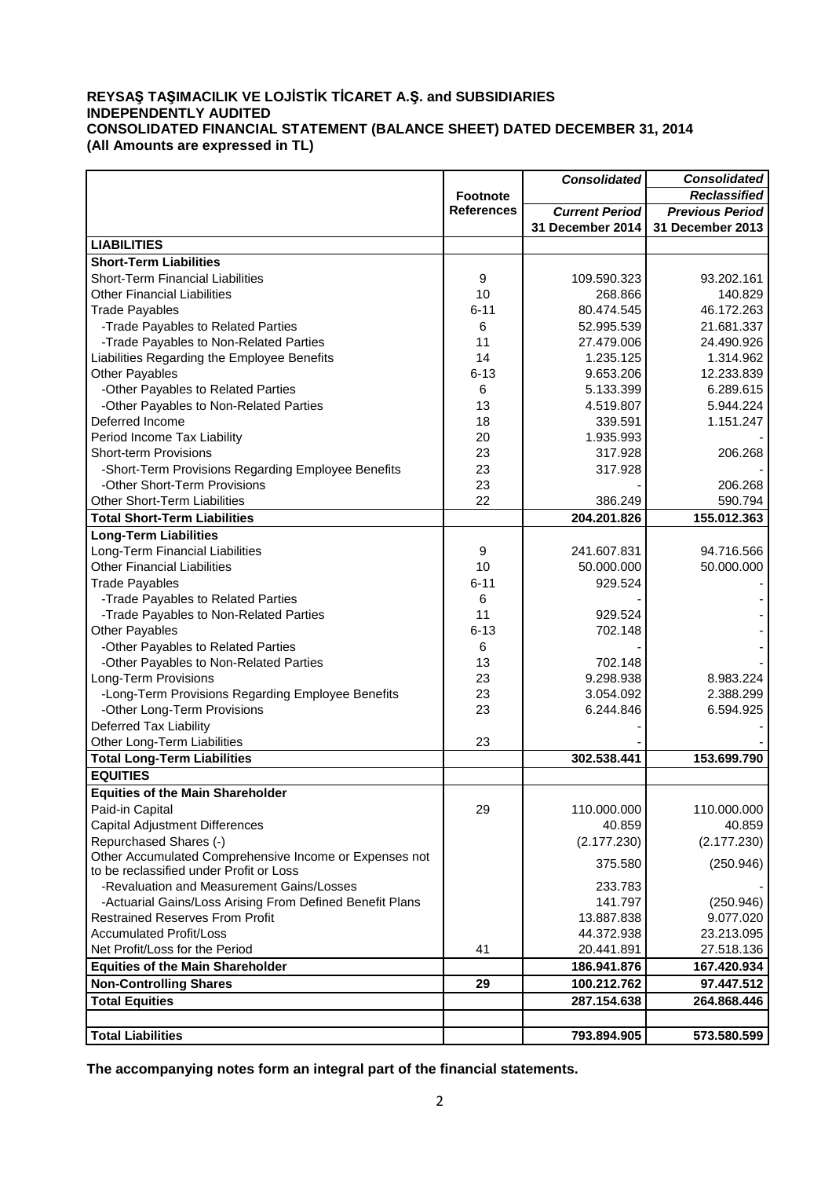**REYSAŞ TAŞIMACILIK VE LOJİSTİK TİCARET A.Ş. and SUBSIDIARIES**
**INDEPENDENTLY AUDITED**
**CONSOLIDATED FINANCIAL STATEMENT (BALANCE SHEET) DATED DECEMBER 31, 2014**
**(All Amounts are expressed in TL)**

| | Footnote References | *Consolidated* *Current Period* 31 December 2014 | *Consolidated* *Reclassified* *Previous Period* 31 December 2013 |
|---|---|---|---|
| **LIABILITIES** | | | |
| **Short-Term Liabilities** | | | |
| Short-Term Financial Liabilities | 9 | 109.590.323 | 93.202.161 |
| Other Financial Liabilities | 10 | 268.866 | 140.829 |
| Trade Payables | 6-11 | 80.474.545 | 46.172.263 |
| -Trade Payables to Related Parties | 6 | 52.995.539 | 21.681.337 |
| -Trade Payables to Non-Related Parties | 11 | 27.479.006 | 24.490.926 |
| Liabilities Regarding the Employee Benefits | 14 | 1.235.125 | 1.314.962 |
| Other Payables | 6-13 | 9.653.206 | 12.233.839 |
| -Other Payables to Related Parties | 6 | 5.133.399 | 6.289.615 |
| -Other Payables to Non-Related Parties | 13 | 4.519.807 | 5.944.224 |
| Deferred Income | 18 | 339.591 | 1.151.247 |
| Period Income Tax Liability | 20 | 1.935.993 | - |
| Short-term Provisions | 23 | 317.928 | 206.268 |
| -Short-Term Provisions Regarding Employee Benefits | 23 | 317.928 | - |
| -Other Short-Term Provisions | 23 | - | 206.268 |
| Other Short-Term Liabilities | 22 | 386.249 | 590.794 |
| **Total Short-Term Liabilities** | | **204.201.826** | **155.012.363** |
| **Long-Term Liabilities** | | | |
| Long-Term Financial Liabilities | 9 | 241.607.831 | 94.716.566 |
| Other Financial Liabilities | 10 | 50.000.000 | 50.000.000 |
| Trade Payables | 6-11 | 929.524 | - |
| -Trade Payables to Related Parties | 6 | - | - |
| -Trade Payables to Non-Related Parties | 11 | 929.524 | - |
| Other Payables | 6-13 | 702.148 | - |
| -Other Payables to Related Parties | 6 | - | - |
| -Other Payables to Non-Related Parties | 13 | 702.148 | - |
| Long-Term Provisions | 23 | 9.298.938 | 8.983.224 |
| -Long-Term Provisions Regarding Employee Benefits | 23 | 3.054.092 | 2.388.299 |
| -Other Long-Term Provisions | 23 | 6.244.846 | 6.594.925 |
| Deferred Tax Liability | | - | - |
| Other Long-Term Liabilities | 23 | - | - |
| **Total Long-Term Liabilities** | | **302.538.441** | **153.699.790** |
| **EQUITIES** | | | |
| **Equities of the Main Shareholder** | | | |
| Paid-in Capital | 29 | 110.000.000 | 110.000.000 |
| Capital Adjustment Differences | | 40.859 | 40.859 |
| Repurchased Shares (-) | | (2.177.230) | (2.177.230) |
| Other Accumulated Comprehensive Income or Expenses not to be reclassified under Profit or Loss | | 375.580 | (250.946) |
| -Revaluation and Measurement Gains/Losses | | 233.783 | - |
| -Actuarial Gains/Loss Arising From Defined Benefit Plans | | 141.797 | (250.946) |
| Restrained Reserves From Profit | | 13.887.838 | 9.077.020 |
| Accumulated Profit/Loss | | 44.372.938 | 23.213.095 |
| Net Profit/Loss for the Period | 41 | 20.441.891 | 27.518.136 |
| **Equities of the Main Shareholder** | | **186.941.876** | **167.420.934** |
| **Non-Controlling Shares** | **29** | **100.212.762** | **97.447.512** |
| **Total Equities** | | **287.154.638** | **264.868.446** |
| | | | |
| **Total Liabilities** | | **793.894.905** | **573.580.599** |

**The accompanying notes form an integral part of the financial statements.**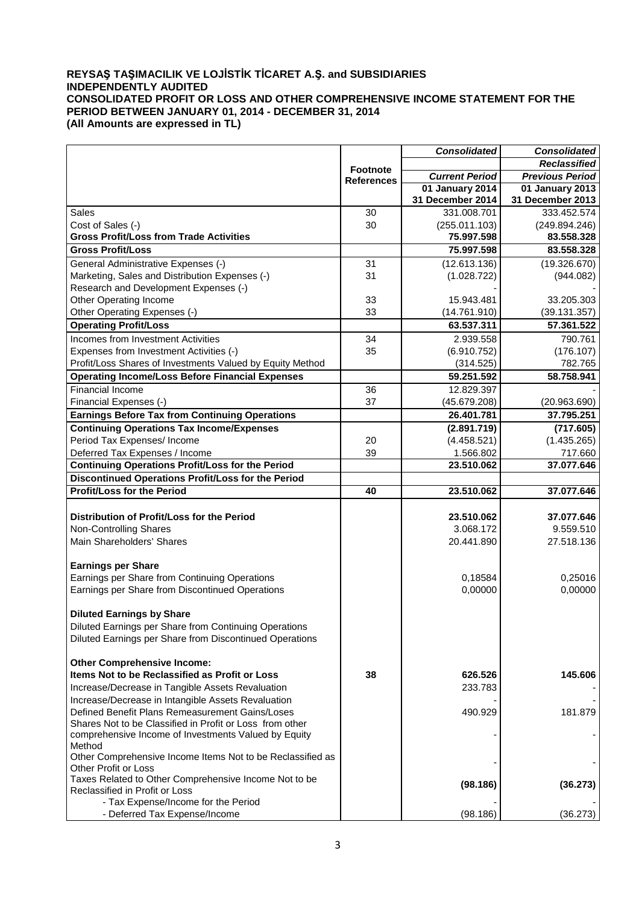**REYSAŞ TAŞIMACILIK VE LOJİSTİK TİCARET A.Ş. and SUBSIDIARIES**
**INDEPENDENTLY AUDITED**
**CONSOLIDATED PROFIT OR LOSS AND OTHER COMPREHENSIVE INCOME STATEMENT FOR THE PERIOD BETWEEN JANUARY 01, 2014 - DECEMBER 31, 2014**
**(All Amounts are expressed in TL)**

| | Footnote References | *Consolidated* | *Consolidated* |
|---|---|---|---|
| | | | *Reclassified* |
| | | *Current Period* | *Previous Period* |
| | | **01 January 2014 31 December 2014** | **01 January 2013 31 December 2013** |
| Sales | 30 | 331.008.701 | 333.452.574 |
| Cost of Sales (-) | 30 | (255.011.103) | (249.894.246) |
| **Gross Profit/Loss from Trade Activities** | | **75.997.598** | **83.558.328** |
| **Gross Profit/Loss** | | **75.997.598** | **83.558.328** |
| General Administrative Expenses (-) | 31 | (12.613.136) | (19.326.670) |
| Marketing, Sales and Distribution Expenses (-) | 31 | (1.028.722) | (944.082) |
| Research and Development Expenses (-) | | | - |
| Other Operating Income | 33 | 15.943.481 | 33.205.303 |
| Other Operating Expenses (-) | 33 | (14.761.910) | (39.131.357) |
| **Operating Profit/Loss** | | **63.537.311** | **57.361.522** |
| Incomes from Investment Activities | 34 | 2.939.558 | 790.761 |
| Expenses from Investment Activities (-) | 35 | (6.910.752) | (176.107) |
| Profit/Loss Shares of Investments Valued by Equity Method | | (314.525) | 782.765 |
| **Operating Income/Loss Before Financial Expenses** | | **59.251.592** | **58.758.941** |
| Financial Income | 36 | 12.829.397 | - |
| Financial Expenses (-) | 37 | (45.679.208) | (20.963.690) |
| **Earnings Before Tax from Continuing Operations** | | **26.401.781** | **37.795.251** |
| **Continuing Operations Tax Income/Expenses** | | **(2.891.719)** | **(717.605)** |
| Period Tax Expenses/ Income | 20 | (4.458.521) | (1.435.265) |
| Deferred Tax Expenses / Income | 39 | 1.566.802 | 717.660 |
| **Continuing Operations Profit/Loss for the Period** | | **23.510.062** | **37.077.646** |
| **Discontinued Operations Profit/Loss for the Period** | | | |
| **Profit/Loss for the Period** | **40** | **23.510.062** | **37.077.646** |
| | | | |
| **Distribution of Profit/Loss for the Period** | | **23.510.062** | **37.077.646** |
| Non-Controlling Shares | | 3.068.172 | 9.559.510 |
| Main Shareholders' Shares | | 20.441.890 | 27.518.136 |
| | | | |
| **Earnings per Share** | | | |
| Earnings per Share from Continuing Operations | | 0,18584 | 0,25016 |
| Earnings per Share from Discontinued Operations | | 0,00000 | 0,00000 |
| | | | |
| **Diluted Earnings by Share** | | | |
| Diluted Earnings per Share from Continuing Operations | | | |
| Diluted Earnings per Share from Discontinued Operations | | | |
| | | | |
| **Other Comprehensive Income:** | | | |
| **Items Not to be Reclassified as Profit or Loss** | **38** | **626.526** | **145.606** |
| Increase/Decrease in Tangible Assets Revaluation | | 233.783 | - |
| Increase/Decrease in Intangible Assets Revaluation | | - | - |
| Defined Benefit Plans Remeasurement Gains/Loses | | 490.929 | 181.879 |
| Shares Not to be Classified in Profit or Loss from other comprehensive Income of Investments Valued by Equity Method | | - | - |
| Other Comprehensive Income Items Not to be Reclassified as Other Profit or Loss | | - | - |
| Taxes Related to Other Comprehensive Income Not to be Reclassified in Profit or Loss | | **(98.186)** | **(36.273)** |
| - Tax Expense/Income for the Period | | - | - |
| - Deferred Tax Expense/Income | | (98.186) | (36.273) |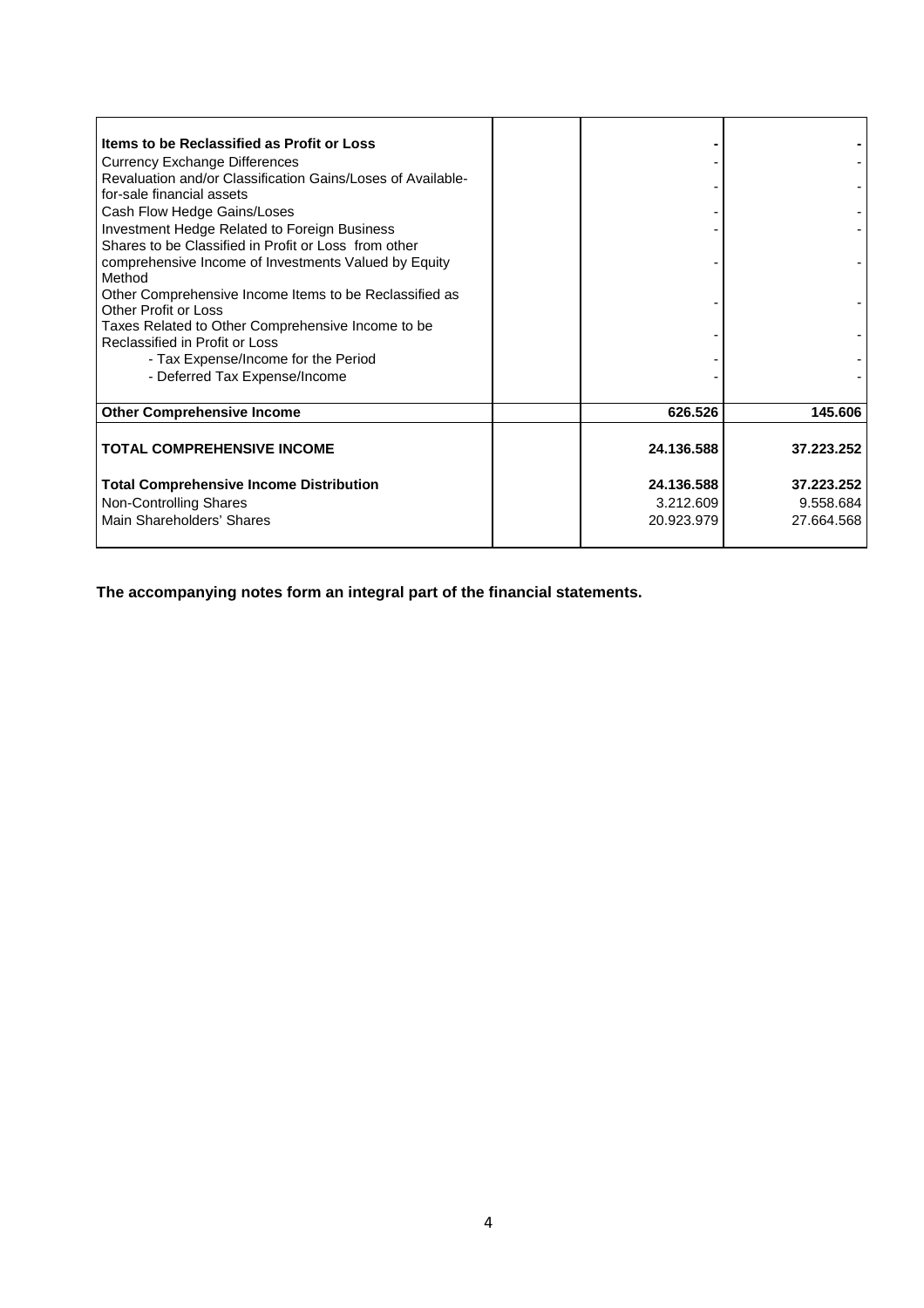| | | | |
|---|---|---|---|
| **Items to be Reclassified as Profit or Loss** | | **-** | **-** |
| Currency Exchange Differences | | - | - |
| Revaluation and/or Classification Gains/Loses of Available-for-sale financial assets | | - | - |
| Cash Flow Hedge Gains/Loses | | - | - |
| Investment Hedge Related to Foreign Business | | - | - |
| Shares to be Classified in Profit or Loss from other comprehensive Income of Investments Valued by Equity Method | | - | - |
| Other Comprehensive Income Items to be Reclassified as Other Profit or Loss | | - | - |
| Taxes Related to Other Comprehensive Income to be Reclassified in Profit or Loss | | - | - |
| - Tax Expense/Income for the Period | | - | - |
| - Deferred Tax Expense/Income | | - | - |
| **Other Comprehensive Income** | | **626.526** | **145.606** |
| **TOTAL COMPREHENSIVE INCOME** | | **24.136.588** | **37.223.252** |
| **Total Comprehensive Income Distribution** | | **24.136.588** | **37.223.252** |
| Non-Controlling Shares | | 3.212.609 | 9.558.684 |
| Main Shareholders' Shares | | 20.923.979 | 27.664.568 |

**The accompanying notes form an integral part of the financial statements.**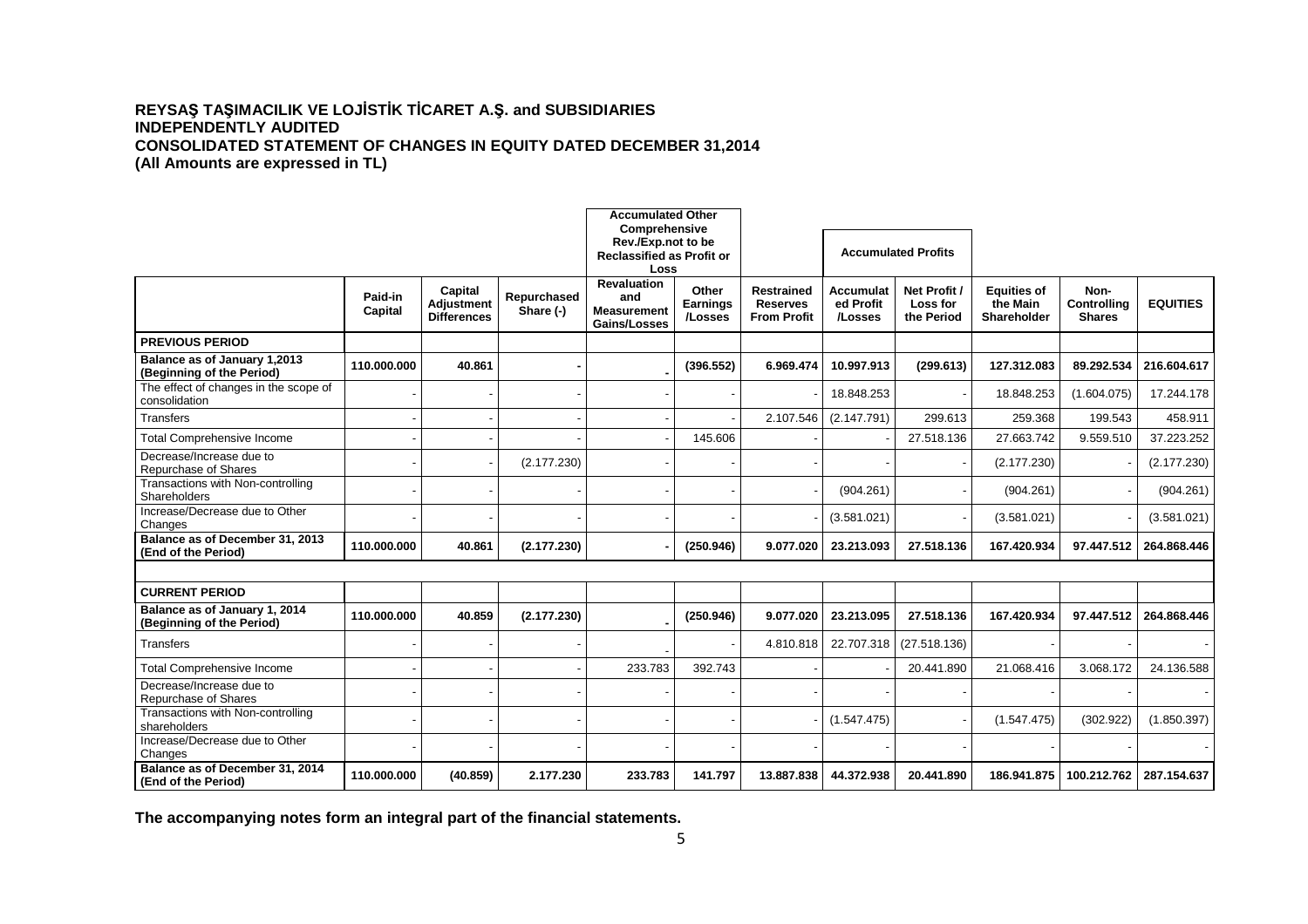**REYSAŞ TAŞIMACILIK VE LOJİSTİK TİCARET A.Ş. and SUBSIDIARIES**
**INDEPENDENTLY AUDITED**
**CONSOLIDATED STATEMENT OF CHANGES IN EQUITY DATED DECEMBER 31,2014**
**(All Amounts are expressed in TL)**

| | | | | Accumulated Other Comprehensive Rev./Exp.not to be Reclassified as Profit or Loss | | | Accumulated Profits | | | | |
|---|---|---|---|---|---|---|---|---|---|---|---|
| | Paid-in Capital | Capital Adjustment Differences | Repurchased Share (-) | Revaluation and Measurement Gains/Losses | Other Earnings /Losses | Restrained Reserves From Profit | Accumulated Profit /Losses | Net Profit / Loss for the Period | Equities of the Main Shareholder | Non-Controlling Shares | EQUITIES |
| **PREVIOUS PERIOD** | | | | | | | | | | | |
| **Balance as of January 1,2013 (Beginning of the Period)** | **110.000.000** | **40.861** | **-** | **-** | **(396.552)** | **6.969.474** | **10.997.913** | **(299.613)** | **127.312.083** | **89.292.534** | **216.604.617** |
| The effect of changes in the scope of consolidation | - | - | - | - | - | - | 18.848.253 | - | 18.848.253 | (1.604.075) | 17.244.178 |
| Transfers | - | - | - | - | - | 2.107.546 | (2.147.791) | 299.613 | 259.368 | 199.543 | 458.911 |
| Total Comprehensive Income | - | - | - | - | 145.606 | - | - | 27.518.136 | 27.663.742 | 9.559.510 | 37.223.252 |
| Decrease/Increase due to Repurchase of Shares | - | - | (2.177.230) | - | - | - | - | - | (2.177.230) | - | (2.177.230) |
| Transactions with Non-controlling Shareholders | - | - | - | - | - | - | (904.261) | - | (904.261) | - | (904.261) |
| Increase/Decrease due to Other Changes | - | - | - | - | - | - | (3.581.021) | - | (3.581.021) | - | (3.581.021) |
| **Balance as of December 31, 2013 (End of the Period)** | **110.000.000** | **40.861** | **(2.177.230)** | **-** | **(250.946)** | **9.077.020** | **23.213.093** | **27.518.136** | **167.420.934** | **97.447.512** | **264.868.446** |
| | | | | | | | | | | | |
| **CURRENT PERIOD** | | | | | | | | | | | |
| **Balance as of January 1, 2014 (Beginning of the Period)** | **110.000.000** | **40.859** | **(2.177.230)** | **-** | **(250.946)** | **9.077.020** | **23.213.095** | **27.518.136** | **167.420.934** | **97.447.512** | **264.868.446** |
| Transfers | - | - | - | - | - | 4.810.818 | 22.707.318 | (27.518.136) | - | - | - |
| Total Comprehensive Income | - | - | - | 233.783 | 392.743 | - | - | 20.441.890 | 21.068.416 | 3.068.172 | 24.136.588 |
| Decrease/Increase due to Repurchase of Shares | - | - | - | - | - | - | - | - | - | - | - |
| Transactions with Non-controlling shareholders | - | - | - | - | - | - | (1.547.475) | - | (1.547.475) | (302.922) | (1.850.397) |
| Increase/Decrease due to Other Changes | - | - | - | - | - | - | - | - | - | - | - |
| **Balance as of December 31, 2014 (End of the Period)** | **110.000.000** | **(40.859)** | **2.177.230** | **233.783** | **141.797** | **13.887.838** | **44.372.938** | **20.441.890** | **186.941.875** | **100.212.762** | **287.154.637** |

**The accompanying notes form an integral part of the financial statements.**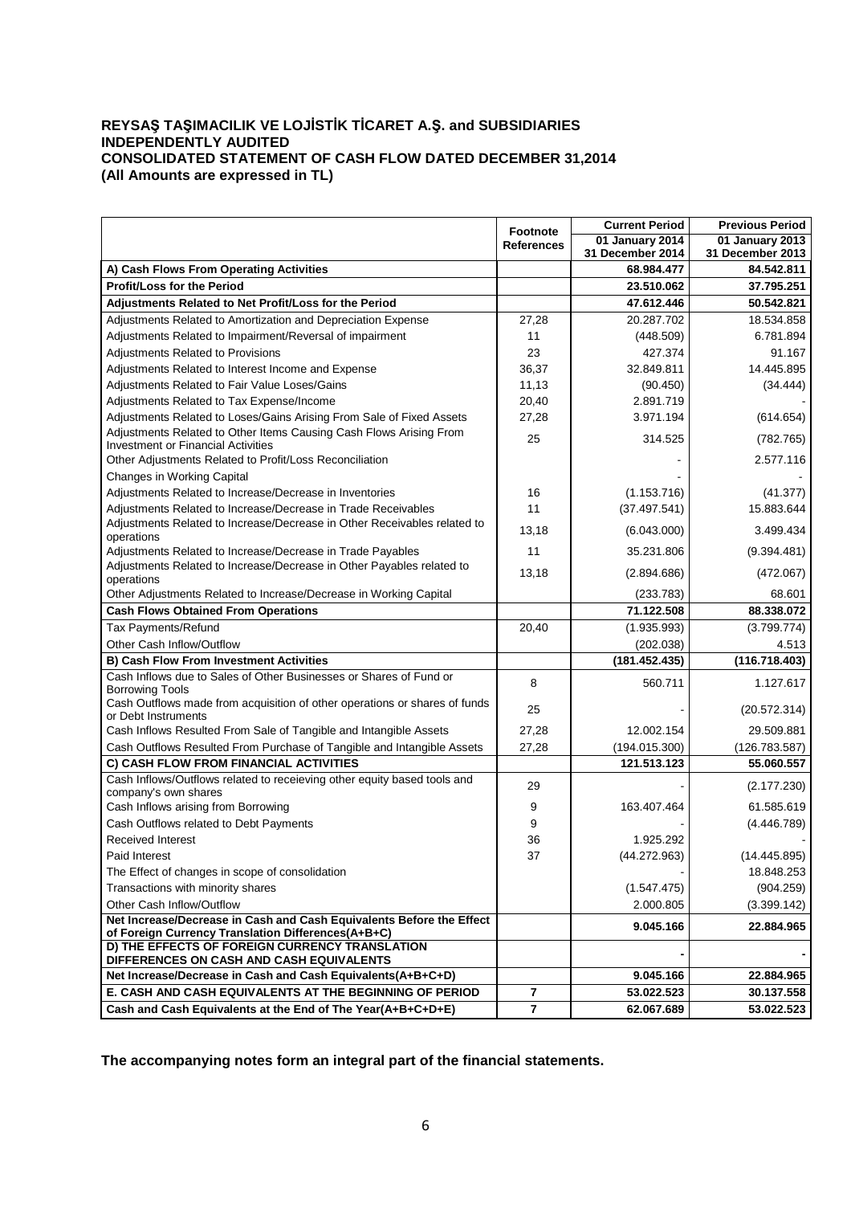**REYSAŞ TAŞIMACILIK VE LOJİSTİK TİCARET A.Ş. and SUBSIDIARIES**
**INDEPENDENTLY AUDITED**
**CONSOLIDATED STATEMENT OF CASH FLOW DATED DECEMBER 31,2014**
**(All Amounts are expressed in TL)**

| | Footnote References | Current Period 01 January 2014 31 December 2014 | Previous Period 01 January 2013 31 December 2013 |
|---|---|---|---|
| **A) Cash Flows From Operating Activities** | | **68.984.477** | **84.542.811** |
| **Profit/Loss for the Period** | | **23.510.062** | **37.795.251** |
| **Adjustments Related to Net Profit/Loss for the Period** | | **47.612.446** | **50.542.821** |
| Adjustments Related to Amortization and Depreciation Expense | 27,28 | 20.287.702 | 18.534.858 |
| Adjustments Related to Impairment/Reversal of impairment | 11 | (448.509) | 6.781.894 |
| Adjustments Related to Provisions | 23 | 427.374 | 91.167 |
| Adjustments Related to Interest Income and Expense | 36,37 | 32.849.811 | 14.445.895 |
| Adjustments Related to Fair Value Loses/Gains | 11,13 | (90.450) | (34.444) |
| Adjustments Related to Tax Expense/Income | 20,40 | 2.891.719 | - |
| Adjustments Related to Loses/Gains Arising From Sale of Fixed Assets | 27,28 | 3.971.194 | (614.654) |
| Adjustments Related to Other Items Causing Cash Flows Arising From Investment or Financial Activities | 25 | 314.525 | (782.765) |
| Other Adjustments Related to Profit/Loss Reconciliation | | - | 2.577.116 |
| Changes in Working Capital | | - | - |
| Adjustments Related to Increase/Decrease in Inventories | 16 | (1.153.716) | (41.377) |
| Adjustments Related to Increase/Decrease in Trade Receivables | 11 | (37.497.541) | 15.883.644 |
| Adjustments Related to Increase/Decrease in Other Receivables related to operations | 13,18 | (6.043.000) | 3.499.434 |
| Adjustments Related to Increase/Decrease in Trade Payables | 11 | 35.231.806 | (9.394.481) |
| Adjustments Related to Increase/Decrease in Other Payables related to operations | 13,18 | (2.894.686) | (472.067) |
| Other Adjustments Related to Increase/Decrease in Working Capital | | (233.783) | 68.601 |
| **Cash Flows Obtained From Operations** | | **71.122.508** | **88.338.072** |
| Tax Payments/Refund | 20,40 | (1.935.993) | (3.799.774) |
| Other Cash Inflow/Outflow | | (202.038) | 4.513 |
| **B) Cash Flow From Investment Activities** | | **(181.452.435)** | **(116.718.403)** |
| Cash Inflows due to Sales of Other Businesses or Shares of Fund or Borrowing Tools | 8 | 560.711 | 1.127.617 |
| Cash Outflows made from acquisition of other operations or shares of funds or Debt Instruments | 25 | - | (20.572.314) |
| Cash Inflows Resulted From Sale of Tangible and Intangible Assets | 27,28 | 12.002.154 | 29.509.881 |
| Cash Outflows Resulted From Purchase of Tangible and Intangible Assets | 27,28 | (194.015.300) | (126.783.587) |
| **C) CASH FLOW FROM FINANCIAL ACTIVITIES** | | **121.513.123** | **55.060.557** |
| Cash Inflows/Outflows related to receieving other equity based tools and company's own shares | 29 | - | (2.177.230) |
| Cash Inflows arising from Borrowing | 9 | 163.407.464 | 61.585.619 |
| Cash Outflows related to Debt Payments | 9 | - | (4.446.789) |
| Received Interest | 36 | 1.925.292 | - |
| Paid Interest | 37 | (44.272.963) | (14.445.895) |
| The Effect of changes in scope of consolidation | | - | 18.848.253 |
| Transactions with minority shares | | (1.547.475) | (904.259) |
| Other Cash Inflow/Outflow | | 2.000.805 | (3.399.142) |
| **Net Increase/Decrease in Cash and Cash Equivalents Before the Effect of Foreign Currency Translation Differences(A+B+C)** | | **9.045.166** | **22.884.965** |
| **D) THE EFFECTS OF FOREIGN CURRENCY TRANSLATION DIFFERENCES ON CASH AND CASH EQUIVALENTS** | | **-** | **-** |
| **Net Increase/Decrease in Cash and Cash Equivalents(A+B+C+D)** | | **9.045.166** | **22.884.965** |
| **E. CASH AND CASH EQUIVALENTS AT THE BEGINNING OF PERIOD** | **7** | **53.022.523** | **30.137.558** |
| **Cash and Cash Equivalents at the End of The Year(A+B+C+D+E)** | **7** | **62.067.689** | **53.022.523** |

**The accompanying notes form an integral part of the financial statements.**